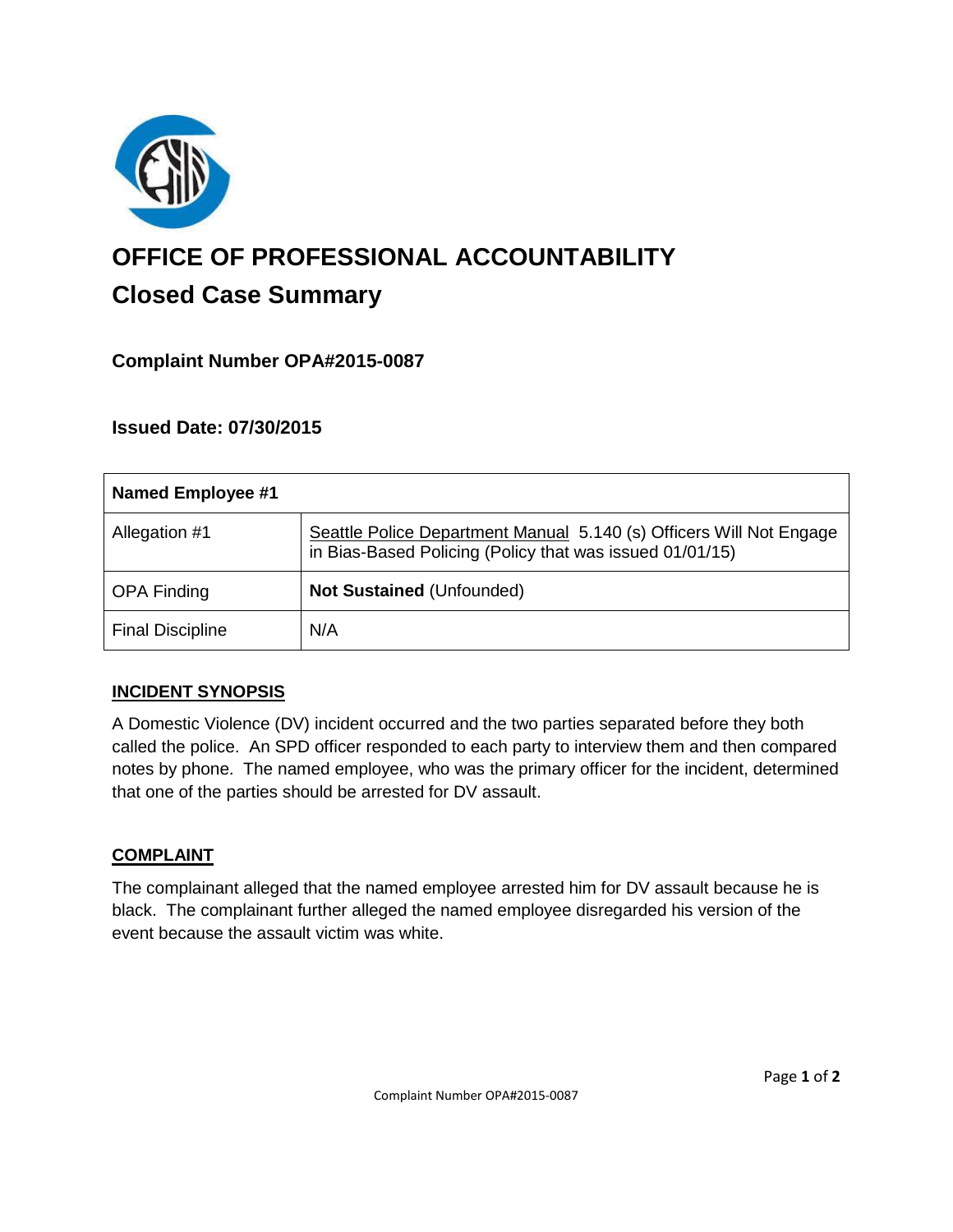# OFFICE OF PROFESSIONAL ACCOUNTABILITY

## Closed Case Summary

### Complaint Number OPA#2015-0087

### Issued Date: 07/30/2015

| Named Employee #1 | |
|---|---|
| Allegation #1 | Seattle Police Department Manual 5.140 (s) Officers Will Not Engage in Bias-Based Policing (Policy that was issued 01/01/15) |
| OPA Finding | **Not Sustained** (Unfounded) |
| Final Discipline | N/A |

**INCIDENT SYNOPSIS**

A Domestic Violence (DV) incident occurred and the two parties separated before they both called the police. An SPD officer responded to each party to interview them and then compared notes by phone. The named employee, who was the primary officer for the incident, determined that one of the parties should be arrested for DV assault.

**COMPLAINT**

The complainant alleged that the named employee arrested him for DV assault because he is black. The complainant further alleged the named employee disregarded his version of the event because the assault victim was white.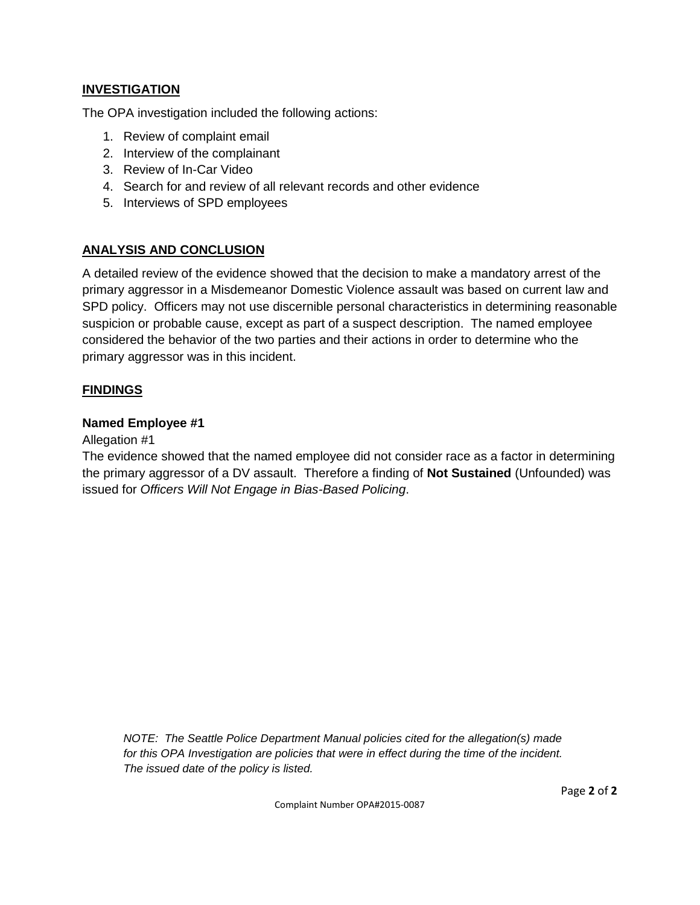## INVESTIGATION

The OPA investigation included the following actions:

1. Review of complaint email
2. Interview of the complainant
3. Review of In-Car Video
4. Search for and review of all relevant records and other evidence
5. Interviews of SPD employees

## ANALYSIS AND CONCLUSION

A detailed review of the evidence showed that the decision to make a mandatory arrest of the primary aggressor in a Misdemeanor Domestic Violence assault was based on current law and SPD policy. Officers may not use discernible personal characteristics in determining reasonable suspicion or probable cause, except as part of a suspect description. The named employee considered the behavior of the two parties and their actions in order to determine who the primary aggressor was in this incident.

## FINDINGS

**Named Employee #1**

Allegation #1

The evidence showed that the named employee did not consider race as a factor in determining the primary aggressor of a DV assault. Therefore a finding of **Not Sustained** (Unfounded) was issued for *Officers Will Not Engage in Bias-Based Policing*.

*NOTE: The Seattle Police Department Manual policies cited for the allegation(s) made for this OPA Investigation are policies that were in effect during the time of the incident. The issued date of the policy is listed.*

Complaint Number OPA#2015-0087